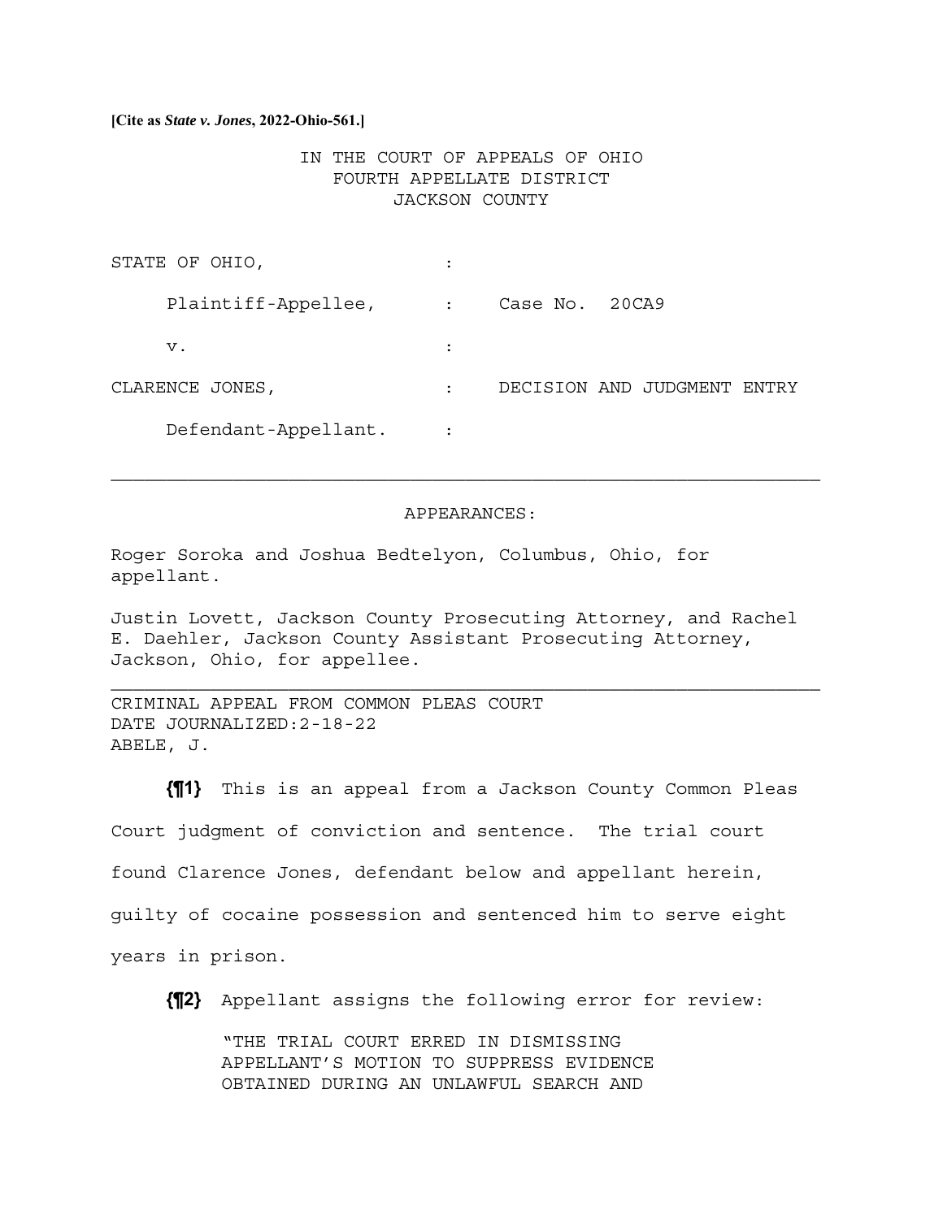**[Cite as *State v. Jones*, 2022-Ohio-561.]**

IN THE COURT OF APPEALS OF OHIO
FOURTH APPELLATE DISTRICT
JACKSON COUNTY

STATE OF OHIO, :

Plaintiff-Appellee, : Case No. 20CA9

v. :

CLARENCE JONES, : DECISION AND JUDGMENT ENTRY

Defendant-Appellant. :

---

APPEARANCES:

Roger Soroka and Joshua Bedtelyon, Columbus, Ohio, for appellant.

Justin Lovett, Jackson County Prosecuting Attorney, and Rachel E. Daehler, Jackson County Assistant Prosecuting Attorney, Jackson, Ohio, for appellee.

---

CRIMINAL APPEAL FROM COMMON PLEAS COURT
DATE JOURNALIZED:2-18-22
ABELE, J.

**{¶1}** This is an appeal from a Jackson County Common Pleas Court judgment of conviction and sentence. The trial court found Clarence Jones, defendant below and appellant herein, guilty of cocaine possession and sentenced him to serve eight years in prison.

**{¶2}** Appellant assigns the following error for review:

> "THE TRIAL COURT ERRED IN DISMISSING APPELLANT'S MOTION TO SUPPRESS EVIDENCE OBTAINED DURING AN UNLAWFUL SEARCH AND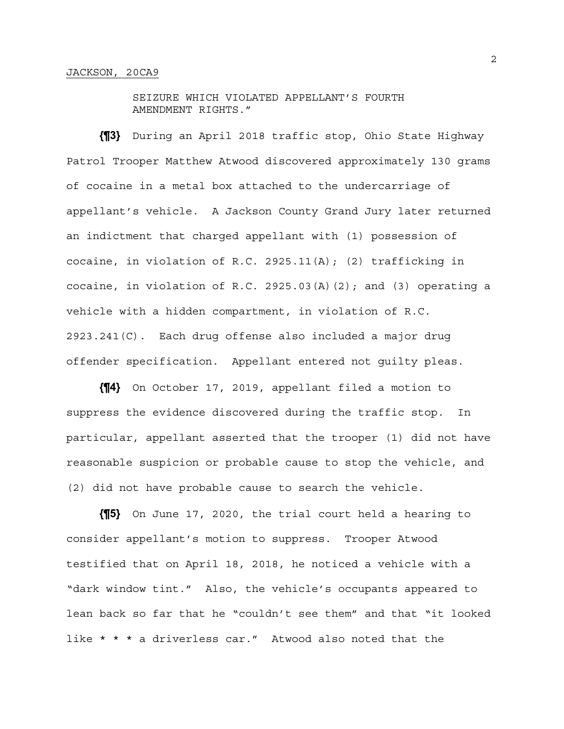SEIZURE WHICH VIOLATED APPELLANT'S FOURTH AMENDMENT RIGHTS."

**{¶3}** During an April 2018 traffic stop, Ohio State Highway Patrol Trooper Matthew Atwood discovered approximately 130 grams of cocaine in a metal box attached to the undercarriage of appellant's vehicle. A Jackson County Grand Jury later returned an indictment that charged appellant with (1) possession of cocaine, in violation of R.C. 2925.11(A); (2) trafficking in cocaine, in violation of R.C. 2925.03(A)(2); and (3) operating a vehicle with a hidden compartment, in violation of R.C. 2923.241(C). Each drug offense also included a major drug offender specification. Appellant entered not guilty pleas.

**{¶4}** On October 17, 2019, appellant filed a motion to suppress the evidence discovered during the traffic stop. In particular, appellant asserted that the trooper (1) did not have reasonable suspicion or probable cause to stop the vehicle, and (2) did not have probable cause to search the vehicle.

**{¶5}** On June 17, 2020, the trial court held a hearing to consider appellant's motion to suppress. Trooper Atwood testified that on April 18, 2018, he noticed a vehicle with a "dark window tint." Also, the vehicle's occupants appeared to lean back so far that he "couldn't see them" and that "it looked like * * * a driverless car." Atwood also noted that the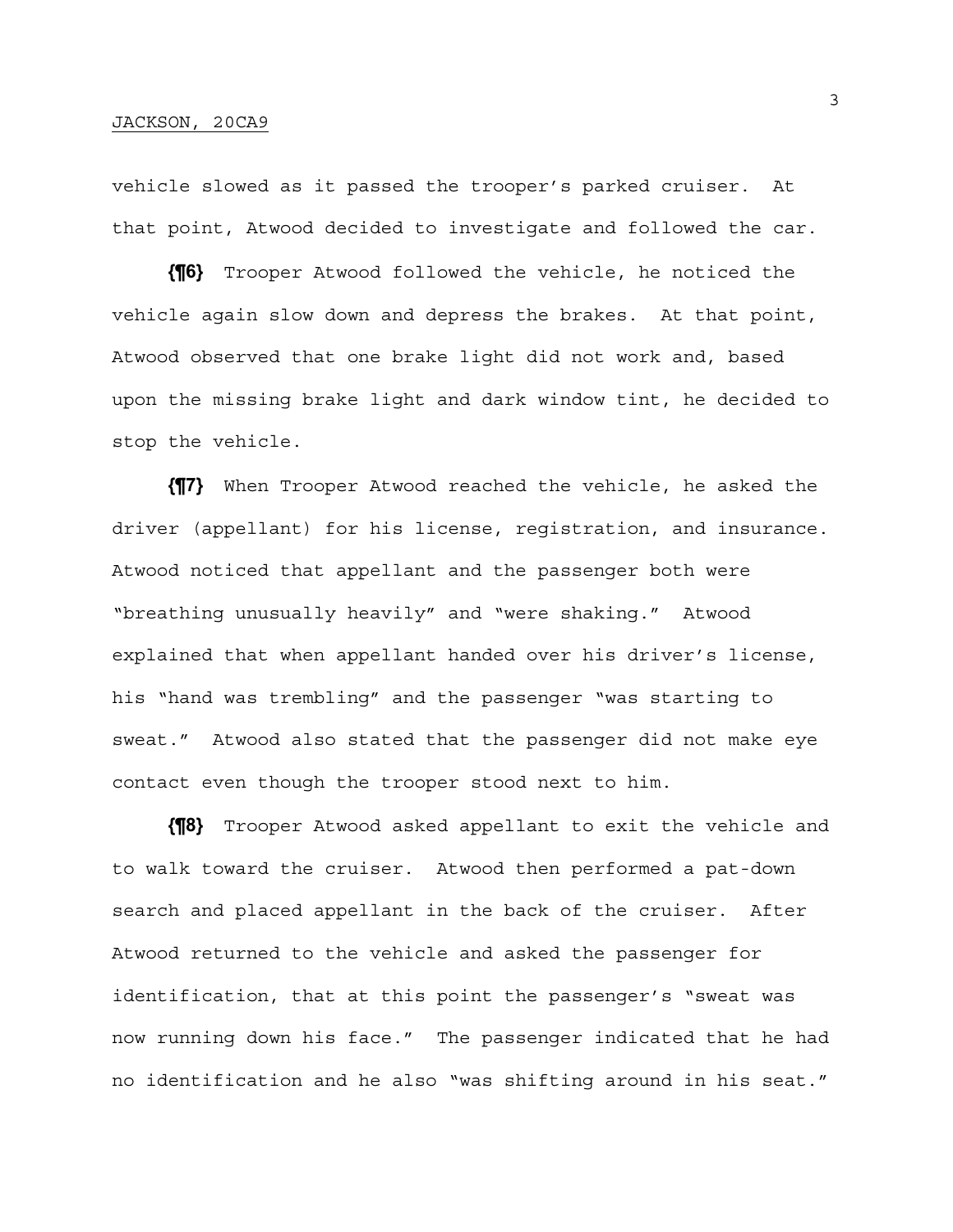vehicle slowed as it passed the trooper's parked cruiser. At that point, Atwood decided to investigate and followed the car.

**{¶6}** Trooper Atwood followed the vehicle, he noticed the vehicle again slow down and depress the brakes. At that point, Atwood observed that one brake light did not work and, based upon the missing brake light and dark window tint, he decided to stop the vehicle.

**{¶7}** When Trooper Atwood reached the vehicle, he asked the driver (appellant) for his license, registration, and insurance. Atwood noticed that appellant and the passenger both were "breathing unusually heavily" and "were shaking." Atwood explained that when appellant handed over his driver's license, his "hand was trembling" and the passenger "was starting to sweat." Atwood also stated that the passenger did not make eye contact even though the trooper stood next to him.

**{¶8}** Trooper Atwood asked appellant to exit the vehicle and to walk toward the cruiser. Atwood then performed a pat-down search and placed appellant in the back of the cruiser. After Atwood returned to the vehicle and asked the passenger for identification, that at this point the passenger's "sweat was now running down his face." The passenger indicated that he had no identification and he also "was shifting around in his seat."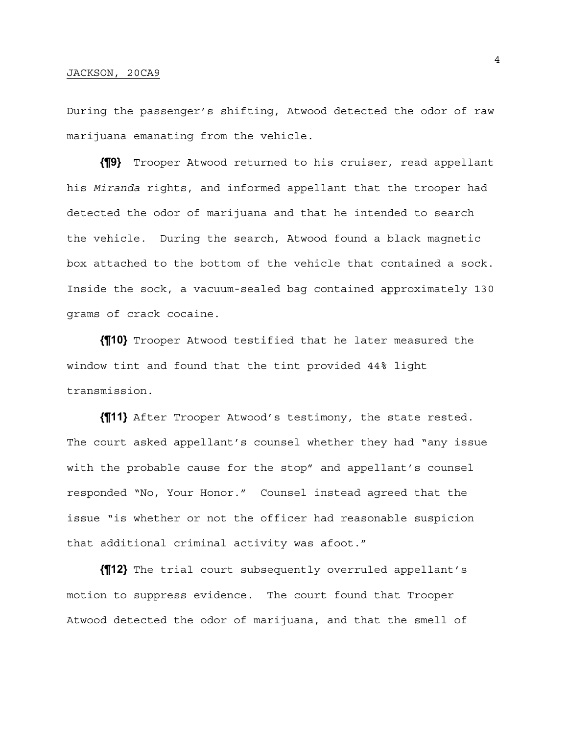During the passenger's shifting, Atwood detected the odor of raw marijuana emanating from the vehicle.

**{¶9}** Trooper Atwood returned to his cruiser, read appellant his *Miranda* rights, and informed appellant that the trooper had detected the odor of marijuana and that he intended to search the vehicle. During the search, Atwood found a black magnetic box attached to the bottom of the vehicle that contained a sock. Inside the sock, a vacuum-sealed bag contained approximately 130 grams of crack cocaine.

**{¶10}** Trooper Atwood testified that he later measured the window tint and found that the tint provided 44% light transmission.

**{¶11}** After Trooper Atwood's testimony, the state rested. The court asked appellant's counsel whether they had "any issue with the probable cause for the stop" and appellant's counsel responded "No, Your Honor." Counsel instead agreed that the issue "is whether or not the officer had reasonable suspicion that additional criminal activity was afoot."

**{¶12}** The trial court subsequently overruled appellant's motion to suppress evidence. The court found that Trooper Atwood detected the odor of marijuana, and that the smell of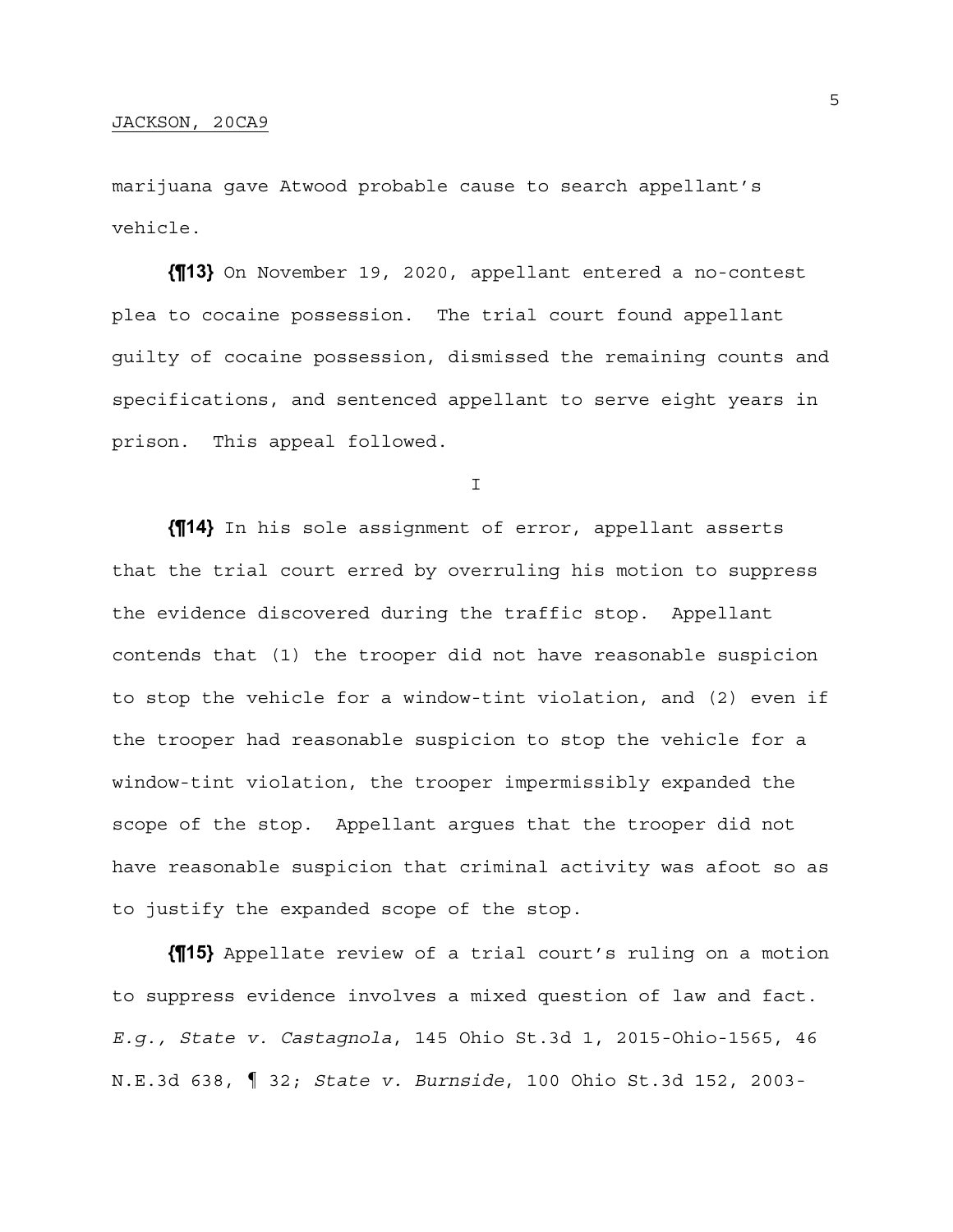marijuana gave Atwood probable cause to search appellant's vehicle.

**{¶13}** On November 19, 2020, appellant entered a no-contest plea to cocaine possession. The trial court found appellant guilty of cocaine possession, dismissed the remaining counts and specifications, and sentenced appellant to serve eight years in prison. This appeal followed.

I

**{¶14}** In his sole assignment of error, appellant asserts that the trial court erred by overruling his motion to suppress the evidence discovered during the traffic stop. Appellant contends that (1) the trooper did not have reasonable suspicion to stop the vehicle for a window-tint violation, and (2) even if the trooper had reasonable suspicion to stop the vehicle for a window-tint violation, the trooper impermissibly expanded the scope of the stop. Appellant argues that the trooper did not have reasonable suspicion that criminal activity was afoot so as to justify the expanded scope of the stop.

**{¶15}** Appellate review of a trial court's ruling on a motion to suppress evidence involves a mixed question of law and fact. *E.g., State v. Castagnola*, 145 Ohio St.3d 1, 2015-Ohio-1565, 46 N.E.3d 638, ¶ 32; *State v. Burnside*, 100 Ohio St.3d 152, 2003-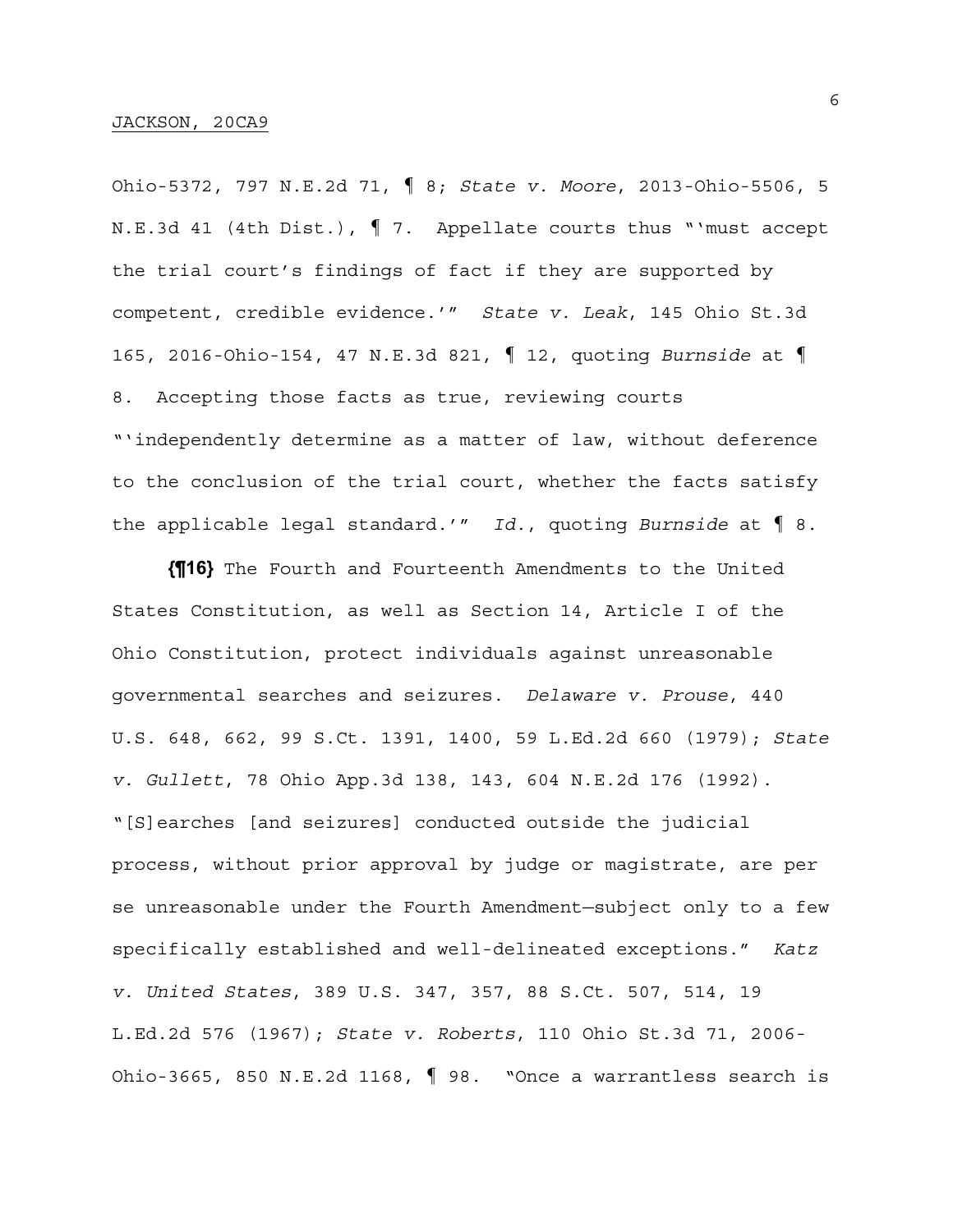Ohio-5372, 797 N.E.2d 71, ¶ 8; *State v. Moore*, 2013-Ohio-5506, 5 N.E.3d 41 (4th Dist.), ¶ 7. Appellate courts thus "'must accept the trial court's findings of fact if they are supported by competent, credible evidence.'" *State v. Leak*, 145 Ohio St.3d 165, 2016-Ohio-154, 47 N.E.3d 821, ¶ 12, quoting *Burnside* at ¶ 8. Accepting those facts as true, reviewing courts "'independently determine as a matter of law, without deference to the conclusion of the trial court, whether the facts satisfy the applicable legal standard.'" *Id.*, quoting *Burnside* at ¶ 8.

**{¶16}** The Fourth and Fourteenth Amendments to the United States Constitution, as well as Section 14, Article I of the Ohio Constitution, protect individuals against unreasonable governmental searches and seizures. *Delaware v. Prouse*, 440 U.S. 648, 662, 99 S.Ct. 1391, 1400, 59 L.Ed.2d 660 (1979); *State v. Gullett*, 78 Ohio App.3d 138, 143, 604 N.E.2d 176 (1992). "[S]earches [and seizures] conducted outside the judicial process, without prior approval by judge or magistrate, are per se unreasonable under the Fourth Amendment—subject only to a few specifically established and well-delineated exceptions." *Katz v. United States*, 389 U.S. 347, 357, 88 S.Ct. 507, 514, 19 L.Ed.2d 576 (1967); *State v. Roberts*, 110 Ohio St.3d 71, 2006-Ohio-3665, 850 N.E.2d 1168, ¶ 98. "Once a warrantless search is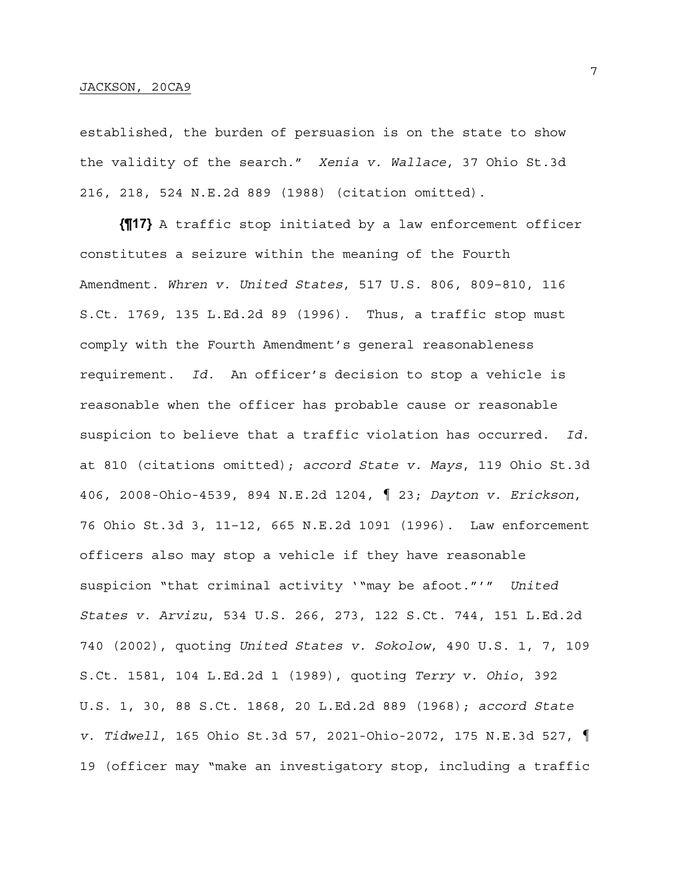established, the burden of persuasion is on the state to show the validity of the search." *Xenia v. Wallace*, 37 Ohio St.3d 216, 218, 524 N.E.2d 889 (1988) (citation omitted).

**{¶17}** A traffic stop initiated by a law enforcement officer constitutes a seizure within the meaning of the Fourth Amendment. *Whren v. United States*, 517 U.S. 806, 809–810, 116 S.Ct. 1769, 135 L.Ed.2d 89 (1996). Thus, a traffic stop must comply with the Fourth Amendment's general reasonableness requirement. *Id.* An officer's decision to stop a vehicle is reasonable when the officer has probable cause or reasonable suspicion to believe that a traffic violation has occurred. *Id.* at 810 (citations omitted); *accord State v. Mays*, 119 Ohio St.3d 406, 2008-Ohio-4539, 894 N.E.2d 1204, ¶ 23; *Dayton v. Erickson*, 76 Ohio St.3d 3, 11–12, 665 N.E.2d 1091 (1996). Law enforcement officers also may stop a vehicle if they have reasonable suspicion "that criminal activity '"may be afoot."'" *United States v. Arvizu*, 534 U.S. 266, 273, 122 S.Ct. 744, 151 L.Ed.2d 740 (2002), quoting *United States v. Sokolow*, 490 U.S. 1, 7, 109 S.Ct. 1581, 104 L.Ed.2d 1 (1989), quoting *Terry v. Ohio*, 392 U.S. 1, 30, 88 S.Ct. 1868, 20 L.Ed.2d 889 (1968); *accord State v. Tidwell*, 165 Ohio St.3d 57, 2021-Ohio-2072, 175 N.E.3d 527, ¶ 19 (officer may "make an investigatory stop, including a traffic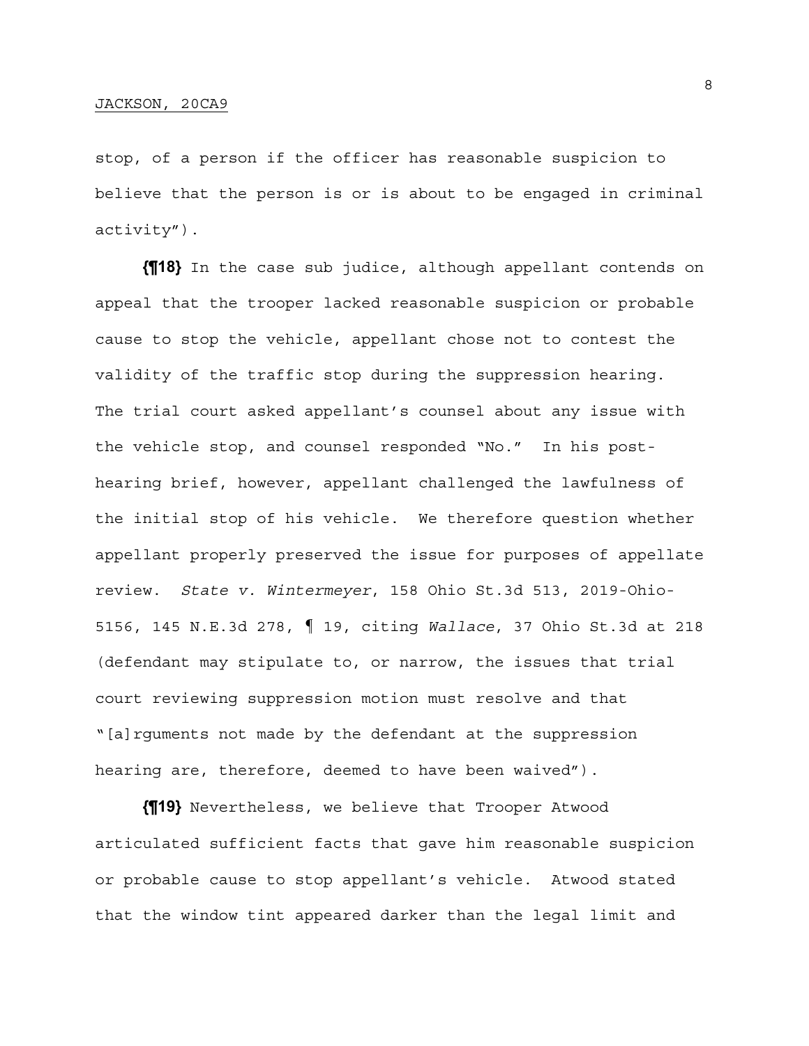stop, of a person if the officer has reasonable suspicion to believe that the person is or is about to be engaged in criminal activity").

**{¶18}** In the case sub judice, although appellant contends on appeal that the trooper lacked reasonable suspicion or probable cause to stop the vehicle, appellant chose not to contest the validity of the traffic stop during the suppression hearing. The trial court asked appellant's counsel about any issue with the vehicle stop, and counsel responded "No." In his post-hearing brief, however, appellant challenged the lawfulness of the initial stop of his vehicle. We therefore question whether appellant properly preserved the issue for purposes of appellate review. *State v. Wintermeyer*, 158 Ohio St.3d 513, 2019-Ohio-5156, 145 N.E.3d 278, ¶ 19, citing *Wallace*, 37 Ohio St.3d at 218 (defendant may stipulate to, or narrow, the issues that trial court reviewing suppression motion must resolve and that "[a]rguments not made by the defendant at the suppression hearing are, therefore, deemed to have been waived").

**{¶19}** Nevertheless, we believe that Trooper Atwood articulated sufficient facts that gave him reasonable suspicion or probable cause to stop appellant's vehicle. Atwood stated that the window tint appeared darker than the legal limit and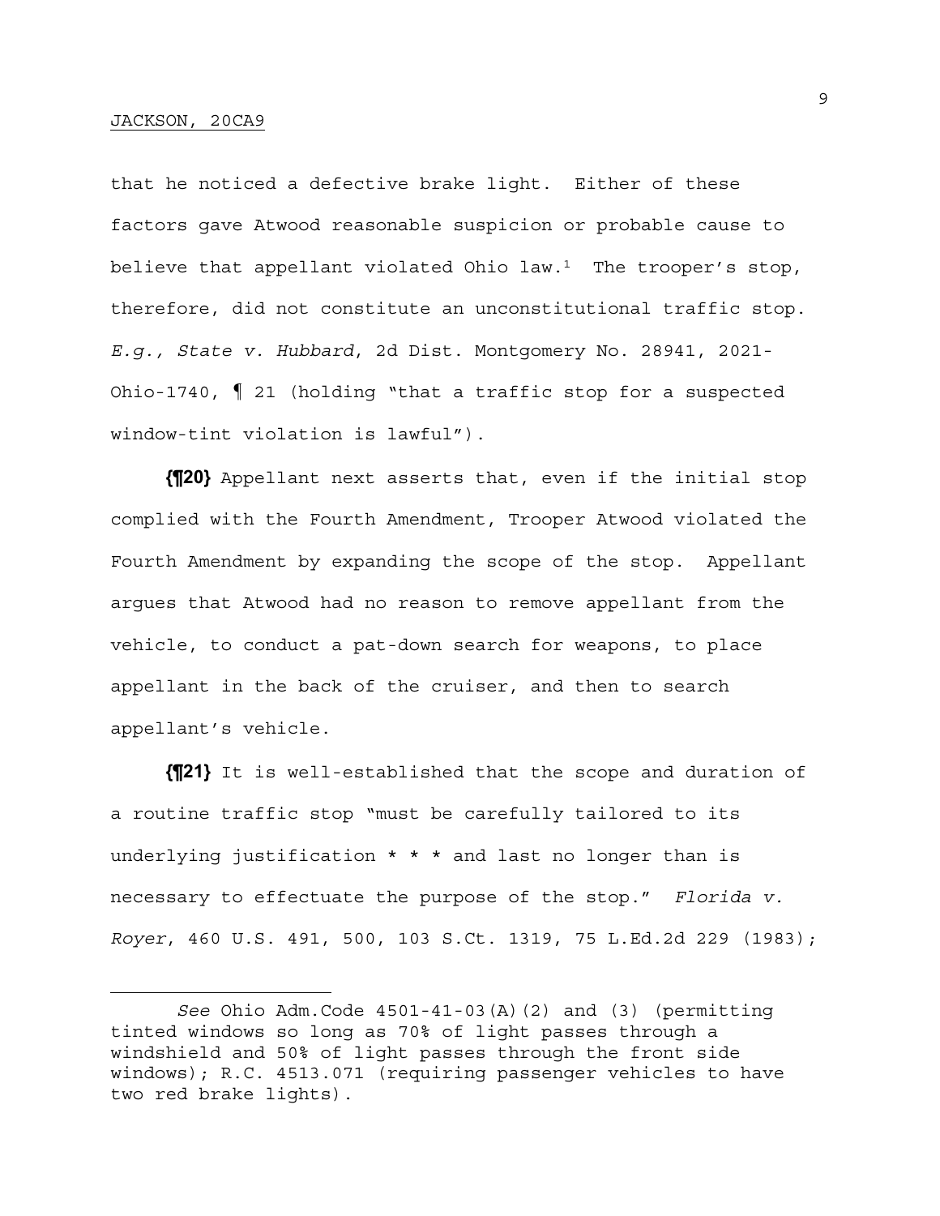that he noticed a defective brake light. Either of these factors gave Atwood reasonable suspicion or probable cause to believe that appellant violated Ohio law.[1] The trooper's stop, therefore, did not constitute an unconstitutional traffic stop. *E.g., State v. Hubbard*, 2d Dist. Montgomery No. 28941, 2021-Ohio-1740, ¶ 21 (holding "that a traffic stop for a suspected window-tint violation is lawful").

**{¶20}** Appellant next asserts that, even if the initial stop complied with the Fourth Amendment, Trooper Atwood violated the Fourth Amendment by expanding the scope of the stop. Appellant argues that Atwood had no reason to remove appellant from the vehicle, to conduct a pat-down search for weapons, to place appellant in the back of the cruiser, and then to search appellant's vehicle.

**{¶21}** It is well-established that the scope and duration of a routine traffic stop "must be carefully tailored to its underlying justification * * * and last no longer than is necessary to effectuate the purpose of the stop." *Florida v. Royer*, 460 U.S. 491, 500, 103 S.Ct. 1319, 75 L.Ed.2d 229 (1983);

---

[1] *See* Ohio Adm.Code 4501-41-03(A)(2) and (3) (permitting tinted windows so long as 70% of light passes through a windshield and 50% of light passes through the front side windows); R.C. 4513.071 (requiring passenger vehicles to have two red brake lights).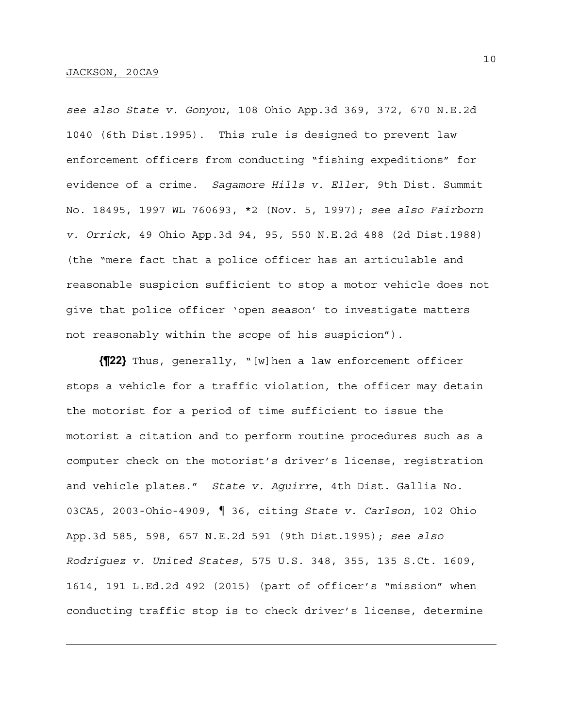*see also State v. Gonyou*, 108 Ohio App.3d 369, 372, 670 N.E.2d 1040 (6th Dist.1995). This rule is designed to prevent law enforcement officers from conducting "fishing expeditions" for evidence of a crime. *Sagamore Hills v. Eller*, 9th Dist. Summit No. 18495, 1997 WL 760693, *2 (Nov. 5, 1997); *see also Fairborn v. Orrick*, 49 Ohio App.3d 94, 95, 550 N.E.2d 488 (2d Dist.1988) (the "mere fact that a police officer has an articulable and reasonable suspicion sufficient to stop a motor vehicle does not give that police officer 'open season' to investigate matters not reasonably within the scope of his suspicion").

**{¶22}** Thus, generally, "[w]hen a law enforcement officer stops a vehicle for a traffic violation, the officer may detain the motorist for a period of time sufficient to issue the motorist a citation and to perform routine procedures such as a computer check on the motorist's driver's license, registration and vehicle plates." *State v. Aguirre*, 4th Dist. Gallia No. 03CA5, 2003-Ohio-4909, ¶ 36, citing *State v. Carlson*, 102 Ohio App.3d 585, 598, 657 N.E.2d 591 (9th Dist.1995); *see also Rodriguez v. United States*, 575 U.S. 348, 355, 135 S.Ct. 1609, 1614, 191 L.Ed.2d 492 (2015) (part of officer's "mission" when conducting traffic stop is to check driver's license, determine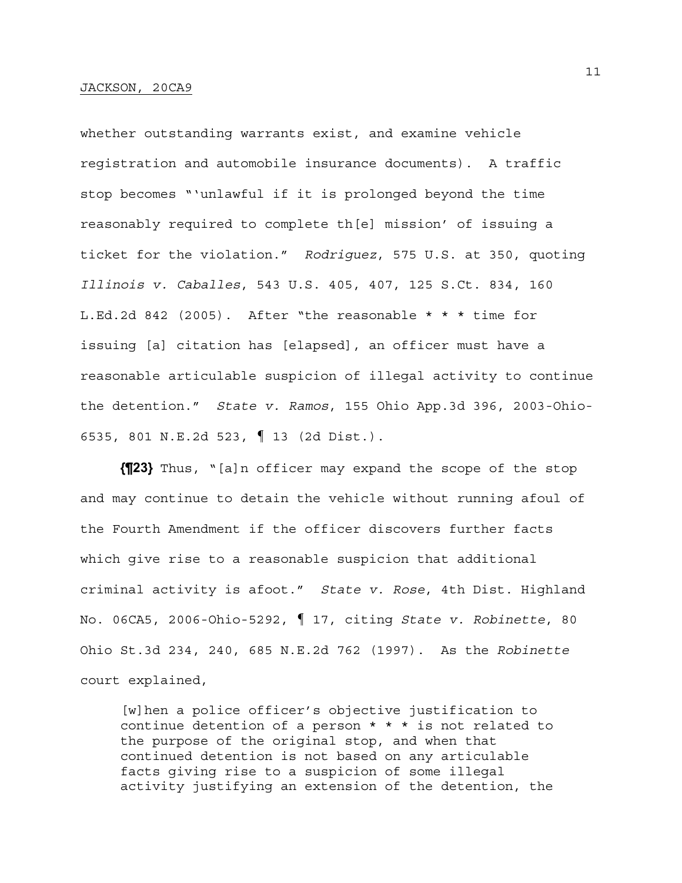whether outstanding warrants exist, and examine vehicle registration and automobile insurance documents). A traffic stop becomes "'unlawful if it is prolonged beyond the time reasonably required to complete th[e] mission' of issuing a ticket for the violation." *Rodriguez*, 575 U.S. at 350, quoting *Illinois v. Caballes*, 543 U.S. 405, 407, 125 S.Ct. 834, 160 L.Ed.2d 842 (2005). After "the reasonable * * * time for issuing [a] citation has [elapsed], an officer must have a reasonable articulable suspicion of illegal activity to continue the detention." *State v. Ramos*, 155 Ohio App.3d 396, 2003-Ohio-6535, 801 N.E.2d 523, ¶ 13 (2d Dist.).

**{¶23}** Thus, "[a]n officer may expand the scope of the stop and may continue to detain the vehicle without running afoul of the Fourth Amendment if the officer discovers further facts which give rise to a reasonable suspicion that additional criminal activity is afoot." *State v. Rose*, 4th Dist. Highland No. 06CA5, 2006-Ohio-5292, ¶ 17, citing *State v. Robinette*, 80 Ohio St.3d 234, 240, 685 N.E.2d 762 (1997). As the *Robinette* court explained,

> [w]hen a police officer's objective justification to continue detention of a person * * * is not related to the purpose of the original stop, and when that continued detention is not based on any articulable facts giving rise to a suspicion of some illegal activity justifying an extension of the detention, the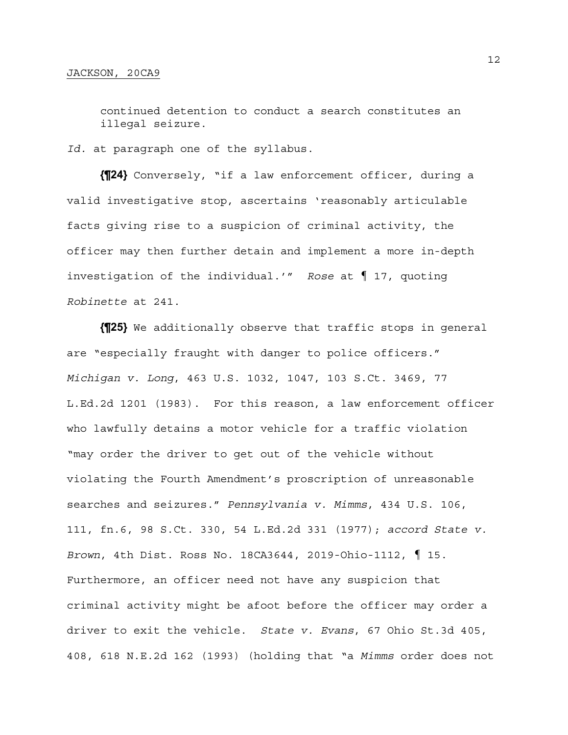continued detention to conduct a search constitutes an illegal seizure.

*Id.* at paragraph one of the syllabus.

**{¶24}** Conversely, "if a law enforcement officer, during a valid investigative stop, ascertains 'reasonably articulable facts giving rise to a suspicion of criminal activity, the officer may then further detain and implement a more in-depth investigation of the individual.'" *Rose* at ¶ 17, quoting *Robinette* at 241.

**{¶25}** We additionally observe that traffic stops in general are "especially fraught with danger to police officers." *Michigan v. Long*, 463 U.S. 1032, 1047, 103 S.Ct. 3469, 77 L.Ed.2d 1201 (1983). For this reason, a law enforcement officer who lawfully detains a motor vehicle for a traffic violation "may order the driver to get out of the vehicle without violating the Fourth Amendment's proscription of unreasonable searches and seizures." *Pennsylvania v. Mimms*, 434 U.S. 106, 111, fn.6, 98 S.Ct. 330, 54 L.Ed.2d 331 (1977); *accord State v. Brown*, 4th Dist. Ross No. 18CA3644, 2019-Ohio-1112, ¶ 15. Furthermore, an officer need not have any suspicion that criminal activity might be afoot before the officer may order a driver to exit the vehicle. *State v. Evans*, 67 Ohio St.3d 405, 408, 618 N.E.2d 162 (1993) (holding that "a *Mimms* order does not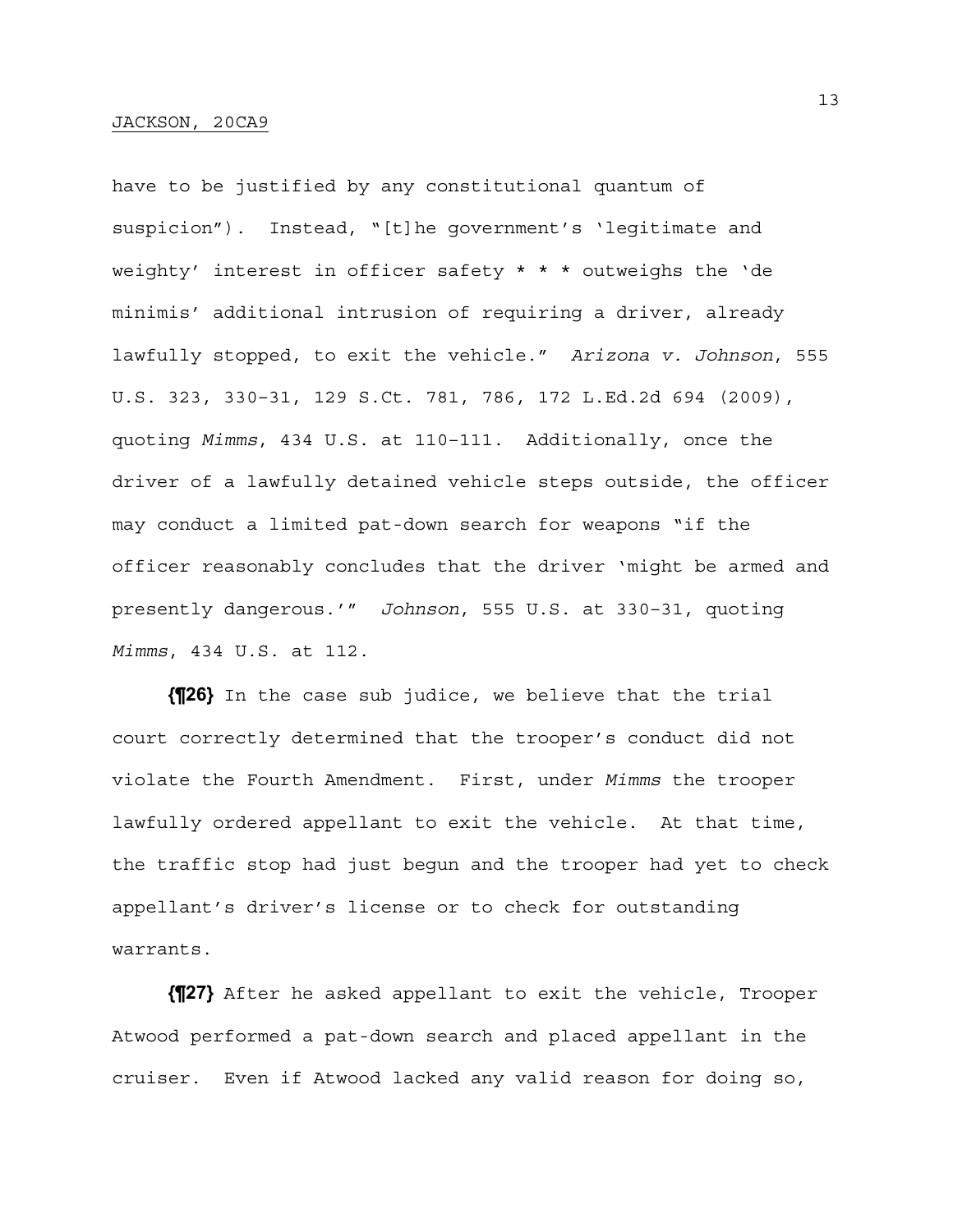have to be justified by any constitutional quantum of suspicion"). Instead, "[t]he government's 'legitimate and weighty' interest in officer safety * * * outweighs the 'de minimis' additional intrusion of requiring a driver, already lawfully stopped, to exit the vehicle." *Arizona v. Johnson*, 555 U.S. 323, 330–31, 129 S.Ct. 781, 786, 172 L.Ed.2d 694 (2009), quoting *Mimms*, 434 U.S. at 110–111. Additionally, once the driver of a lawfully detained vehicle steps outside, the officer may conduct a limited pat-down search for weapons "if the officer reasonably concludes that the driver 'might be armed and presently dangerous.'" *Johnson*, 555 U.S. at 330–31, quoting *Mimms*, 434 U.S. at 112.

**{¶26}** In the case sub judice, we believe that the trial court correctly determined that the trooper's conduct did not violate the Fourth Amendment. First, under *Mimms* the trooper lawfully ordered appellant to exit the vehicle. At that time, the traffic stop had just begun and the trooper had yet to check appellant's driver's license or to check for outstanding warrants.

**{¶27}** After he asked appellant to exit the vehicle, Trooper Atwood performed a pat-down search and placed appellant in the cruiser. Even if Atwood lacked any valid reason for doing so,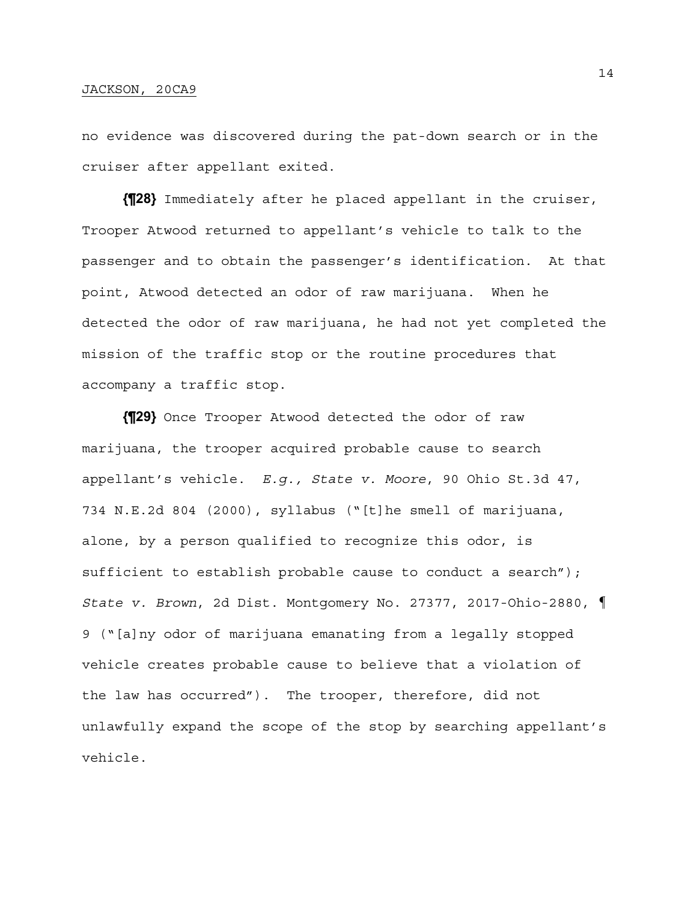no evidence was discovered during the pat-down search or in the cruiser after appellant exited.

**{¶28}** Immediately after he placed appellant in the cruiser, Trooper Atwood returned to appellant's vehicle to talk to the passenger and to obtain the passenger's identification. At that point, Atwood detected an odor of raw marijuana. When he detected the odor of raw marijuana, he had not yet completed the mission of the traffic stop or the routine procedures that accompany a traffic stop.

**{¶29}** Once Trooper Atwood detected the odor of raw marijuana, the trooper acquired probable cause to search appellant's vehicle. *E.g., State v. Moore*, 90 Ohio St.3d 47, 734 N.E.2d 804 (2000), syllabus ("[t]he smell of marijuana, alone, by a person qualified to recognize this odor, is sufficient to establish probable cause to conduct a search"); *State v. Brown*, 2d Dist. Montgomery No. 27377, 2017-Ohio-2880, ¶ 9 ("[a]ny odor of marijuana emanating from a legally stopped vehicle creates probable cause to believe that a violation of the law has occurred"). The trooper, therefore, did not unlawfully expand the scope of the stop by searching appellant's vehicle.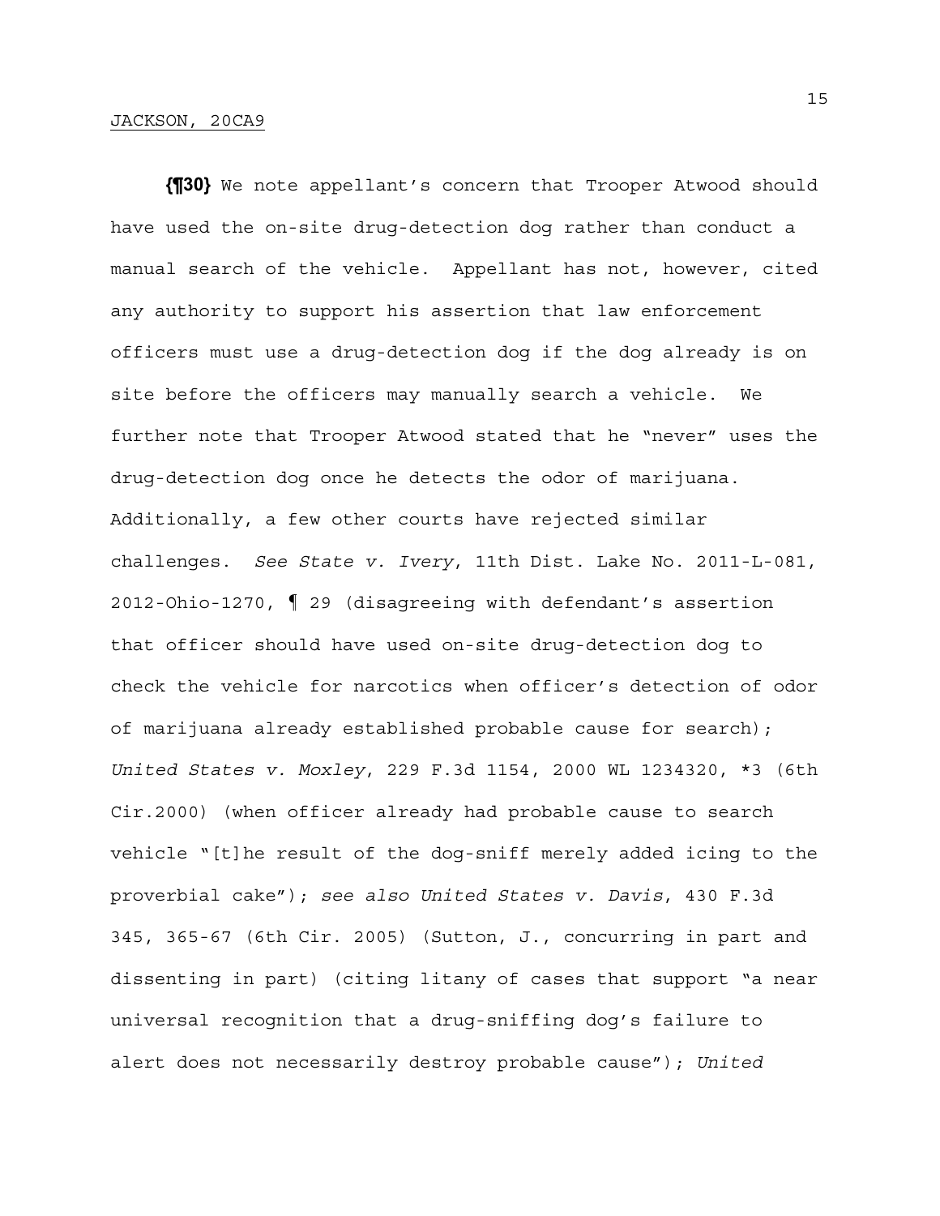**{¶30}** We note appellant's concern that Trooper Atwood should have used the on-site drug-detection dog rather than conduct a manual search of the vehicle. Appellant has not, however, cited any authority to support his assertion that law enforcement officers must use a drug-detection dog if the dog already is on site before the officers may manually search a vehicle. We further note that Trooper Atwood stated that he "never" uses the drug-detection dog once he detects the odor of marijuana. Additionally, a few other courts have rejected similar challenges. *See State v. Ivery*, 11th Dist. Lake No. 2011-L-081, 2012-Ohio-1270, ¶ 29 (disagreeing with defendant's assertion that officer should have used on-site drug-detection dog to check the vehicle for narcotics when officer's detection of odor of marijuana already established probable cause for search); *United States v. Moxley*, 229 F.3d 1154, 2000 WL 1234320, *3 (6th Cir.2000) (when officer already had probable cause to search vehicle "[t]he result of the dog-sniff merely added icing to the proverbial cake"); *see also United States v. Davis*, 430 F.3d 345, 365-67 (6th Cir. 2005) (Sutton, J., concurring in part and dissenting in part) (citing litany of cases that support "a near universal recognition that a drug-sniffing dog's failure to alert does not necessarily destroy probable cause"); *United*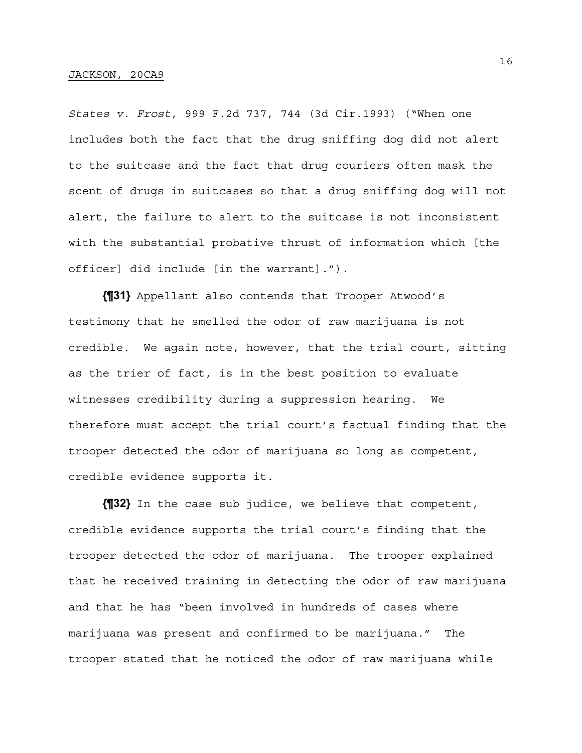*States v. Frost*, 999 F.2d 737, 744 (3d Cir.1993) ("When one includes both the fact that the drug sniffing dog did not alert to the suitcase and the fact that drug couriers often mask the scent of drugs in suitcases so that a drug sniffing dog will not alert, the failure to alert to the suitcase is not inconsistent with the substantial probative thrust of information which [the officer] did include [in the warrant].").

**{¶31}** Appellant also contends that Trooper Atwood's testimony that he smelled the odor of raw marijuana is not credible. We again note, however, that the trial court, sitting as the trier of fact, is in the best position to evaluate witnesses credibility during a suppression hearing. We therefore must accept the trial court's factual finding that the trooper detected the odor of marijuana so long as competent, credible evidence supports it.

**{¶32}** In the case sub judice, we believe that competent, credible evidence supports the trial court's finding that the trooper detected the odor of marijuana. The trooper explained that he received training in detecting the odor of raw marijuana and that he has "been involved in hundreds of cases where marijuana was present and confirmed to be marijuana." The trooper stated that he noticed the odor of raw marijuana while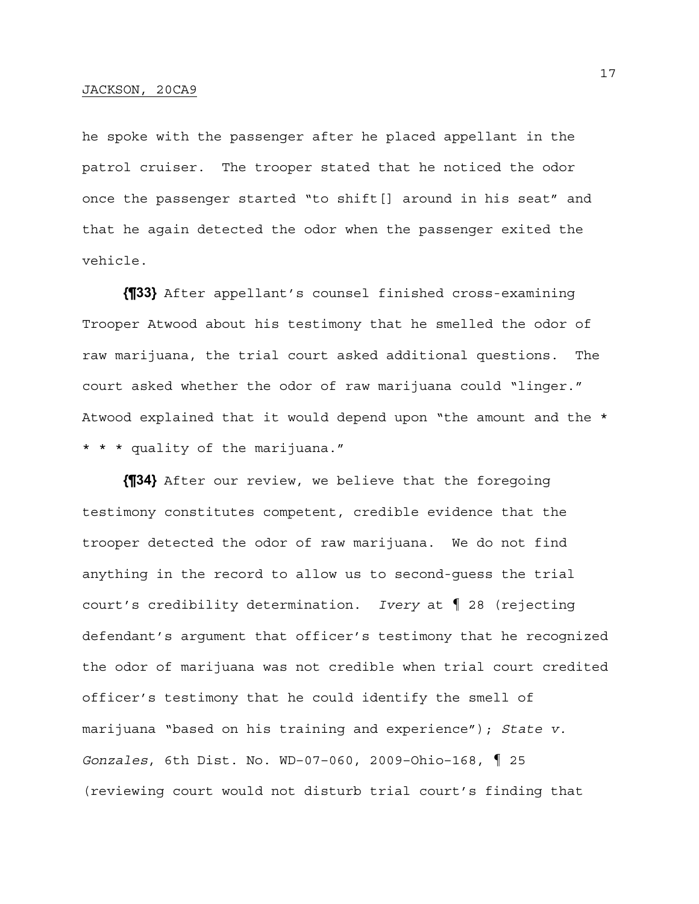he spoke with the passenger after he placed appellant in the patrol cruiser. The trooper stated that he noticed the odor once the passenger started "to shift[] around in his seat" and that he again detected the odor when the passenger exited the vehicle.

**{¶33}** After appellant's counsel finished cross-examining Trooper Atwood about his testimony that he smelled the odor of raw marijuana, the trial court asked additional questions. The court asked whether the odor of raw marijuana could "linger." Atwood explained that it would depend upon "the amount and the * * * * quality of the marijuana."

**{¶34}** After our review, we believe that the foregoing testimony constitutes competent, credible evidence that the trooper detected the odor of raw marijuana. We do not find anything in the record to allow us to second-guess the trial court's credibility determination. *Ivery* at ¶ 28 (rejecting defendant's argument that officer's testimony that he recognized the odor of marijuana was not credible when trial court credited officer's testimony that he could identify the smell of marijuana "based on his training and experience"); *State v. Gonzales*, 6th Dist. No. WD-07-060, 2009-Ohio-168, ¶ 25 (reviewing court would not disturb trial court's finding that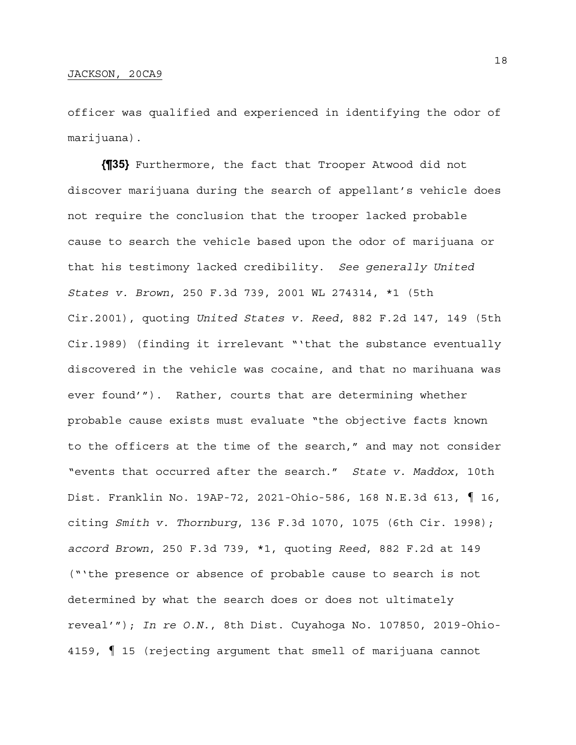officer was qualified and experienced in identifying the odor of marijuana).

**{¶35}** Furthermore, the fact that Trooper Atwood did not discover marijuana during the search of appellant's vehicle does not require the conclusion that the trooper lacked probable cause to search the vehicle based upon the odor of marijuana or that his testimony lacked credibility. *See generally United States v. Brown*, 250 F.3d 739, 2001 WL 274314, \*1 (5th Cir.2001), quoting *United States v. Reed*, 882 F.2d 147, 149 (5th Cir.1989) (finding it irrelevant "'that the substance eventually discovered in the vehicle was cocaine, and that no marihuana was ever found'"). Rather, courts that are determining whether probable cause exists must evaluate "the objective facts known to the officers at the time of the search," and may not consider "events that occurred after the search." *State v. Maddox*, 10th Dist. Franklin No. 19AP-72, 2021-Ohio-586, 168 N.E.3d 613, ¶ 16, citing *Smith v. Thornburg*, 136 F.3d 1070, 1075 (6th Cir. 1998); *accord Brown*, 250 F.3d 739, \*1, quoting *Reed*, 882 F.2d at 149 ("'the presence or absence of probable cause to search is not determined by what the search does or does not ultimately reveal'"); *In re O.N.*, 8th Dist. Cuyahoga No. 107850, 2019-Ohio-4159, ¶ 15 (rejecting argument that smell of marijuana cannot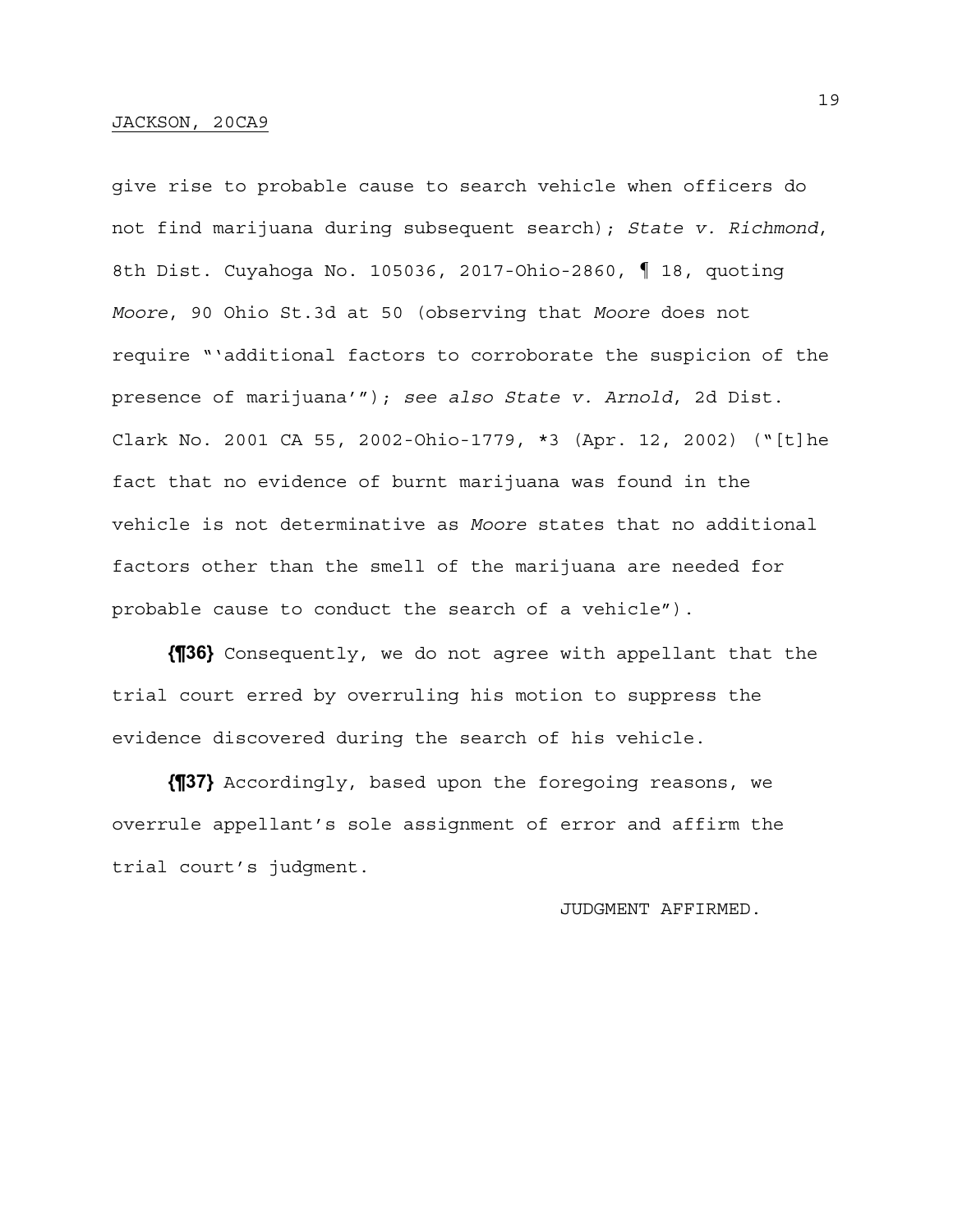give rise to probable cause to search vehicle when officers do not find marijuana during subsequent search); *State v. Richmond*, 8th Dist. Cuyahoga No. 105036, 2017-Ohio-2860, ¶ 18, quoting *Moore*, 90 Ohio St.3d at 50 (observing that *Moore* does not require "'additional factors to corroborate the suspicion of the presence of marijuana'"); *see also State v. Arnold*, 2d Dist. Clark No. 2001 CA 55, 2002-Ohio-1779, *3 (Apr. 12, 2002) ("[t]he fact that no evidence of burnt marijuana was found in the vehicle is not determinative as *Moore* states that no additional factors other than the smell of the marijuana are needed for probable cause to conduct the search of a vehicle").

**{¶36}** Consequently, we do not agree with appellant that the trial court erred by overruling his motion to suppress the evidence discovered during the search of his vehicle.

**{¶37}** Accordingly, based upon the foregoing reasons, we overrule appellant's sole assignment of error and affirm the trial court's judgment.

JUDGMENT AFFIRMED.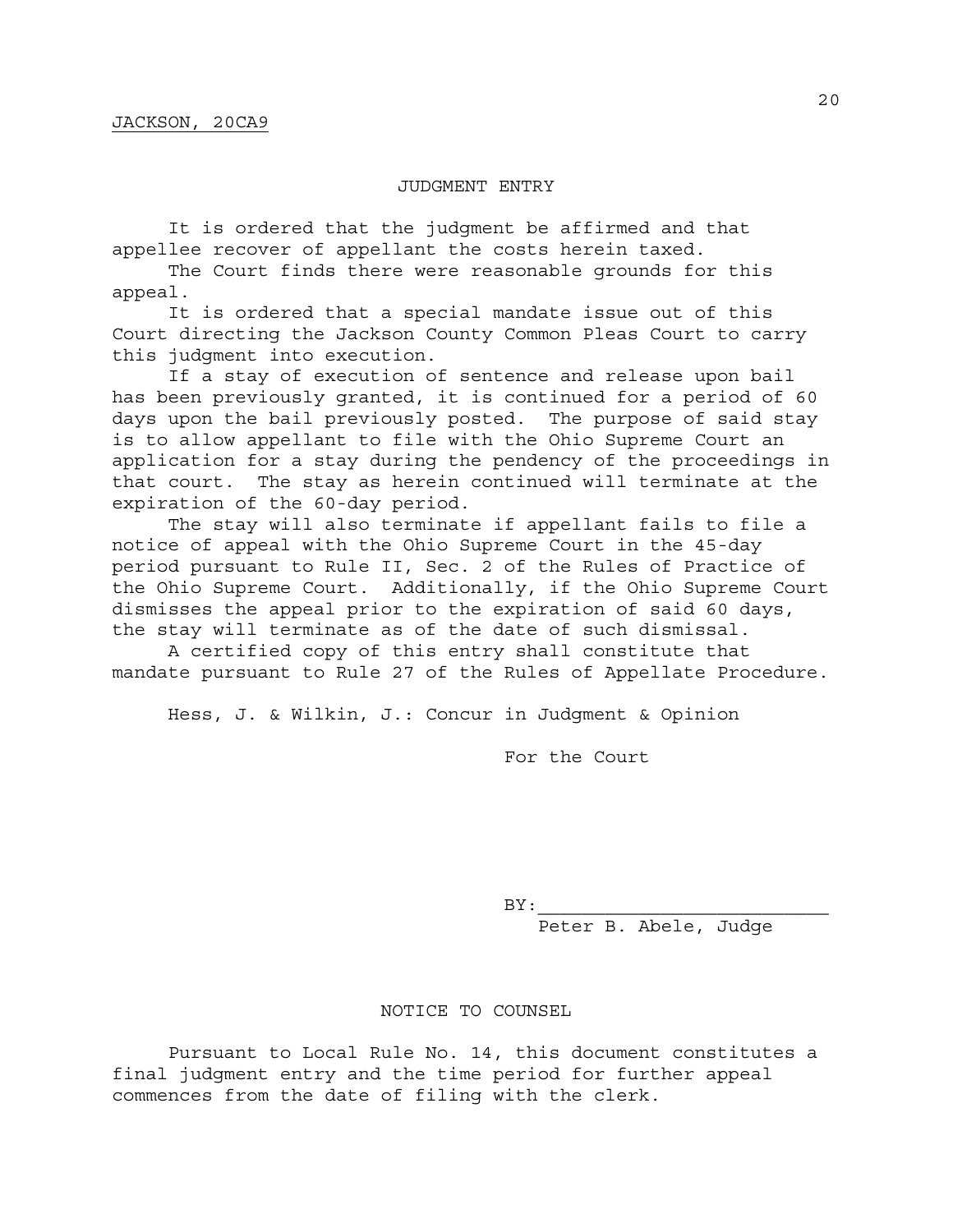JACKSON, 20CA9

## JUDGMENT ENTRY

It is ordered that the judgment be affirmed and that appellee recover of appellant the costs herein taxed.

The Court finds there were reasonable grounds for this appeal.

It is ordered that a special mandate issue out of this Court directing the Jackson County Common Pleas Court to carry this judgment into execution.

If a stay of execution of sentence and release upon bail has been previously granted, it is continued for a period of 60 days upon the bail previously posted. The purpose of said stay is to allow appellant to file with the Ohio Supreme Court an application for a stay during the pendency of the proceedings in that court. The stay as herein continued will terminate at the expiration of the 60-day period.

The stay will also terminate if appellant fails to file a notice of appeal with the Ohio Supreme Court in the 45-day period pursuant to Rule II, Sec. 2 of the Rules of Practice of the Ohio Supreme Court. Additionally, if the Ohio Supreme Court dismisses the appeal prior to the expiration of said 60 days, the stay will terminate as of the date of such dismissal.

A certified copy of this entry shall constitute that mandate pursuant to Rule 27 of the Rules of Appellate Procedure.

Hess, J. & Wilkin, J.: Concur in Judgment & Opinion

For the Court

BY:___________________________
Peter B. Abele, Judge

## NOTICE TO COUNSEL

Pursuant to Local Rule No. 14, this document constitutes a final judgment entry and the time period for further appeal commences from the date of filing with the clerk.